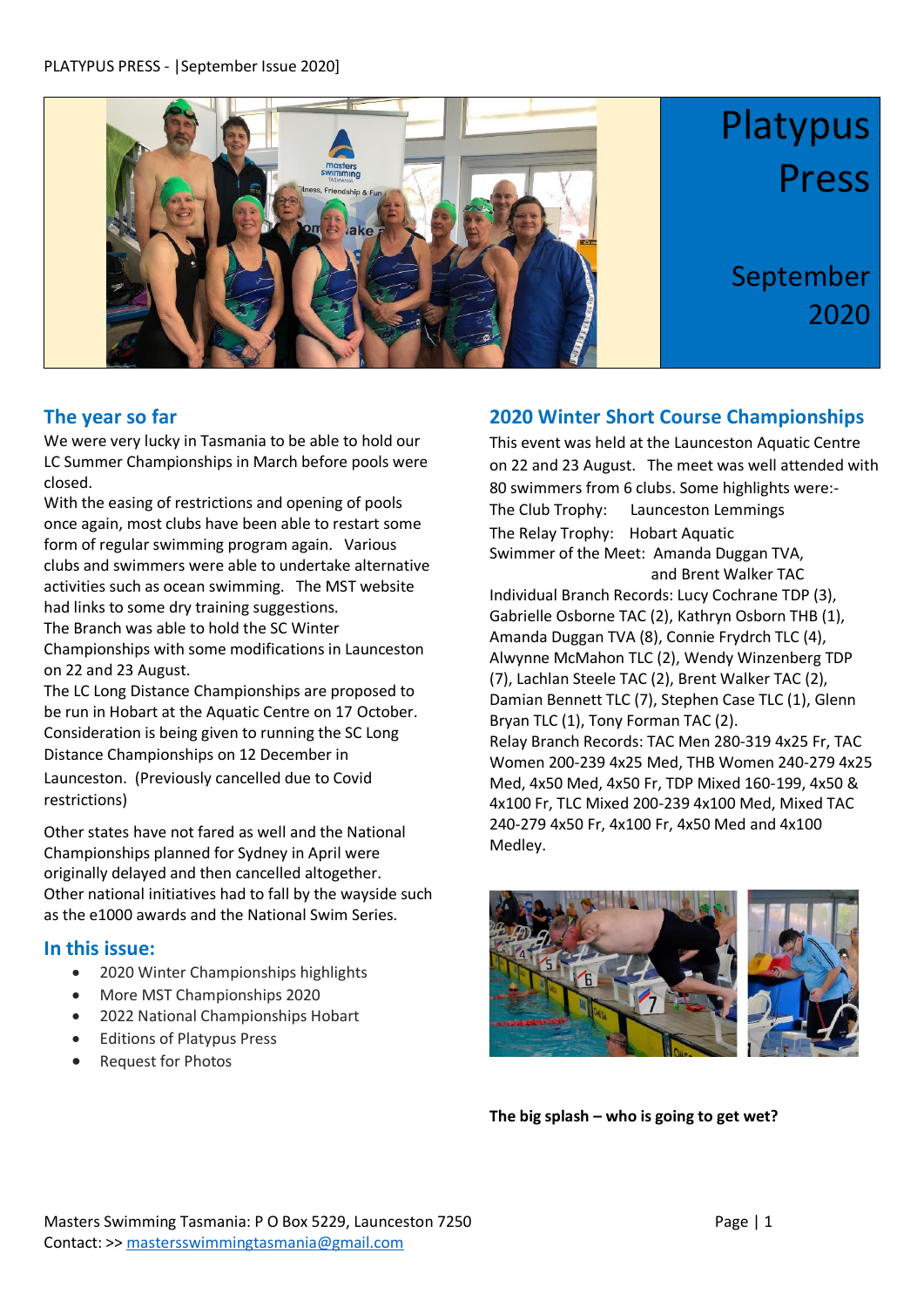# Platypus Press

September 2020

## The year so far

We were very lucky in Tasmania to be able to hold our LC Summer Championships in March before pools were closed.

With the easing of restrictions and opening of pools once again, most clubs have been able to restart some form of regular swimming program again. Various clubs and swimmers were able to undertake alternative activities such as ocean swimming. The MST website had links to some dry training suggestions.

The Branch was able to hold the SC Winter Championships with some modifications in Launceston on 22 and 23 August.

The LC Long Distance Championships are proposed to be run in Hobart at the Aquatic Centre on 17 October. Consideration is being given to running the SC Long Distance Championships on 12 December in Launceston. (Previously cancelled due to Covid restrictions)

Other states have not fared as well and the National Championships planned for Sydney in April were originally delayed and then cancelled altogether. Other national initiatives had to fall by the wayside such as the e1000 awards and the National Swim Series.

## In this issue:

- 2020 Winter Championships highlights
- More MST Championships 2020
- 2022 National Championships Hobart
- Editions of Platypus Press
- Request for Photos

## 2020 Winter Short Course Championships

This event was held at the Launceston Aquatic Centre on 22 and 23 August. The meet was well attended with 80 swimmers from 6 clubs. Some highlights were:-

The Club Trophy: Launceston Lemmings

The Relay Trophy: Hobart Aquatic

Swimmer of the Meet: Amanda Duggan TVA, and Brent Walker TAC

Individual Branch Records: Lucy Cochrane TDP (3), Gabrielle Osborne TAC (2), Kathryn Osborn THB (1), Amanda Duggan TVA (8), Connie Frydrch TLC (4), Alwynne McMahon TLC (2), Wendy Winzenberg TDP (7), Lachlan Steele TAC (2), Brent Walker TAC (2), Damian Bennett TLC (7), Stephen Case TLC (1), Glenn Bryan TLC (1), Tony Forman TAC (2).

Relay Branch Records: TAC Men 280-319 4x25 Fr, TAC Women 200-239 4x25 Med, THB Women 240-279 4x25 Med, 4x50 Med, 4x50 Fr, TDP Mixed 160-199, 4x50 & 4x100 Fr, TLC Mixed 200-239 4x100 Med, Mixed TAC 240-279 4x50 Fr, 4x100 Fr, 4x50 Med and 4x100 Medley.

**The big splash – who is going to get wet?**

Masters Swimming Tasmania: P O Box 5229, Launceston 7250
Contact: >> mastersswimmingtasmania@gmail.com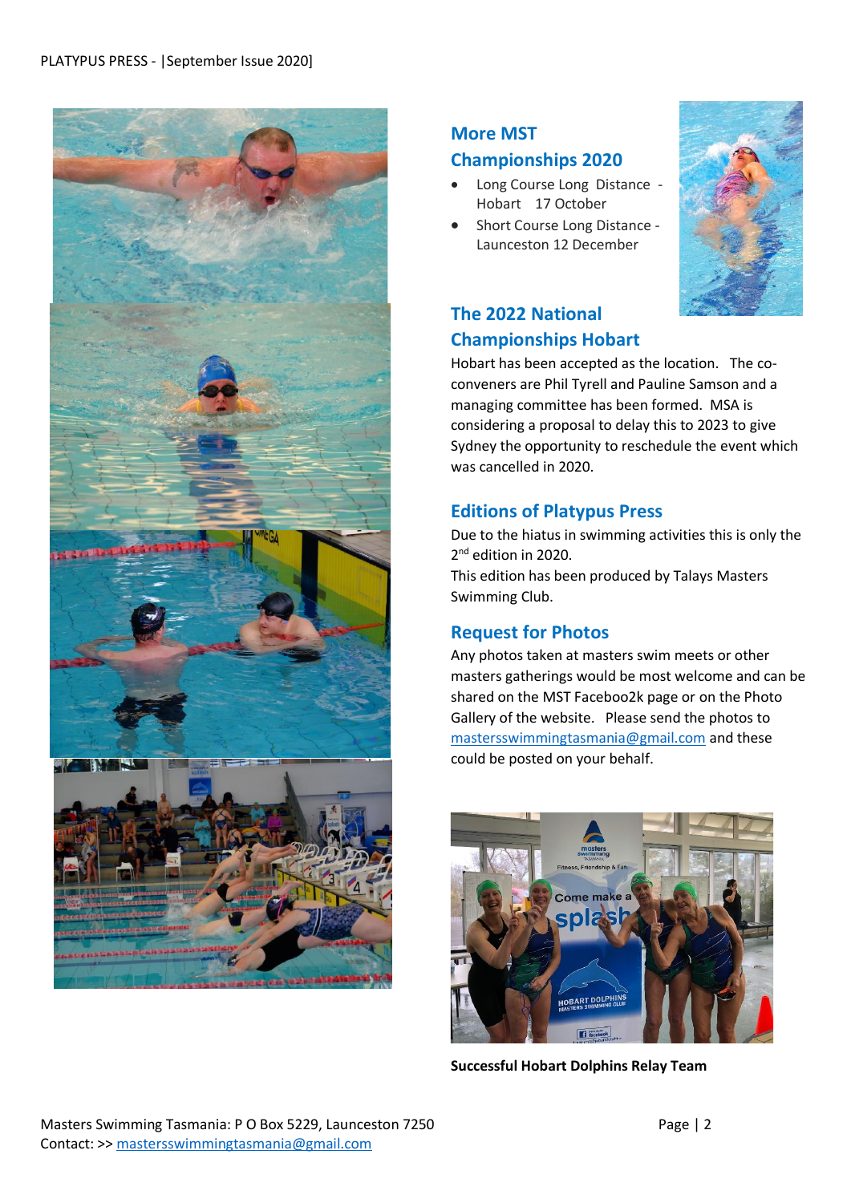## More MST Championships 2020

- Long Course Long Distance - Hobart 17 October
- Short Course Long Distance - Launceston 12 December

## The 2022 National Championships Hobart

Hobart has been accepted as the location. The co-conveners are Phil Tyrell and Pauline Samson and a managing committee has been formed. MSA is considering a proposal to delay this to 2023 to give Sydney the opportunity to reschedule the event which was cancelled in 2020.

## Editions of Platypus Press

Due to the hiatus in swimming activities this is only the 2nd edition in 2020.

This edition has been produced by Talays Masters Swimming Club.

## Request for Photos

Any photos taken at masters swim meets or other masters gatherings would be most welcome and can be shared on the MST Faceboo2k page or on the Photo Gallery of the website. Please send the photos to mastersswimmingtasmania@gmail.com and these could be posted on your behalf.

**Successful Hobart Dolphins Relay Team**

Masters Swimming Tasmania: P O Box 5229, Launceston 7250
Contact: >> mastersswimmingtasmania@gmail.com